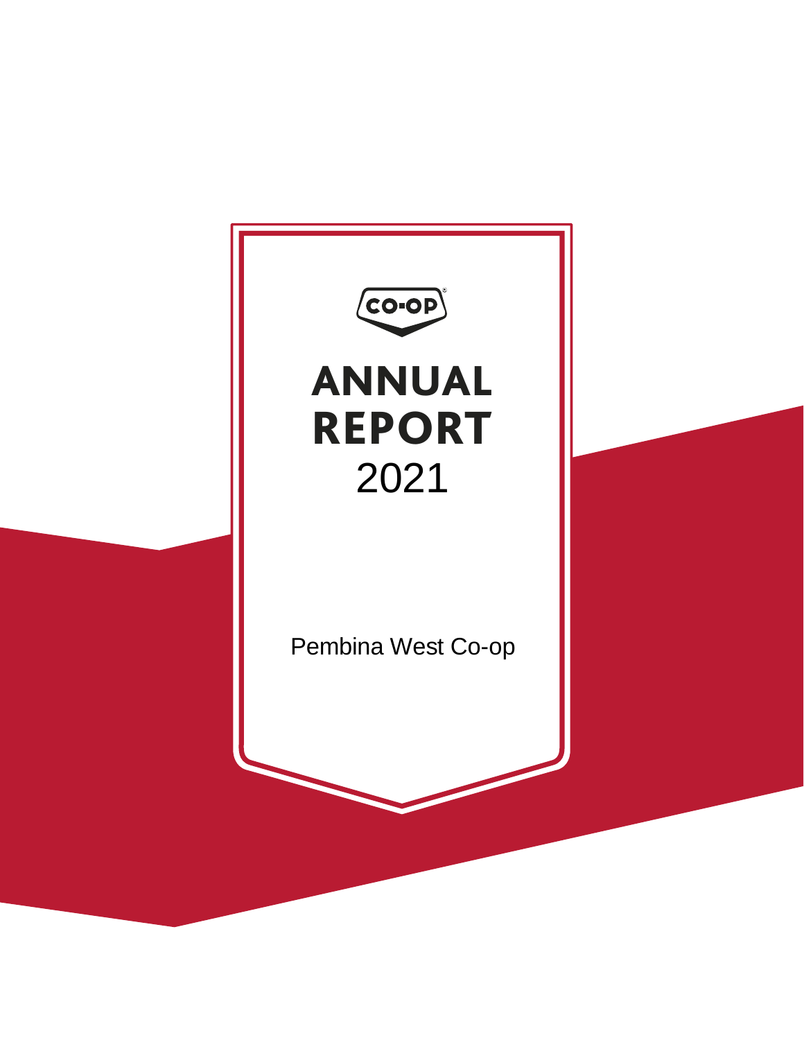CO-OP

# ANNUAL REPORT

2021

Pembina West Co-op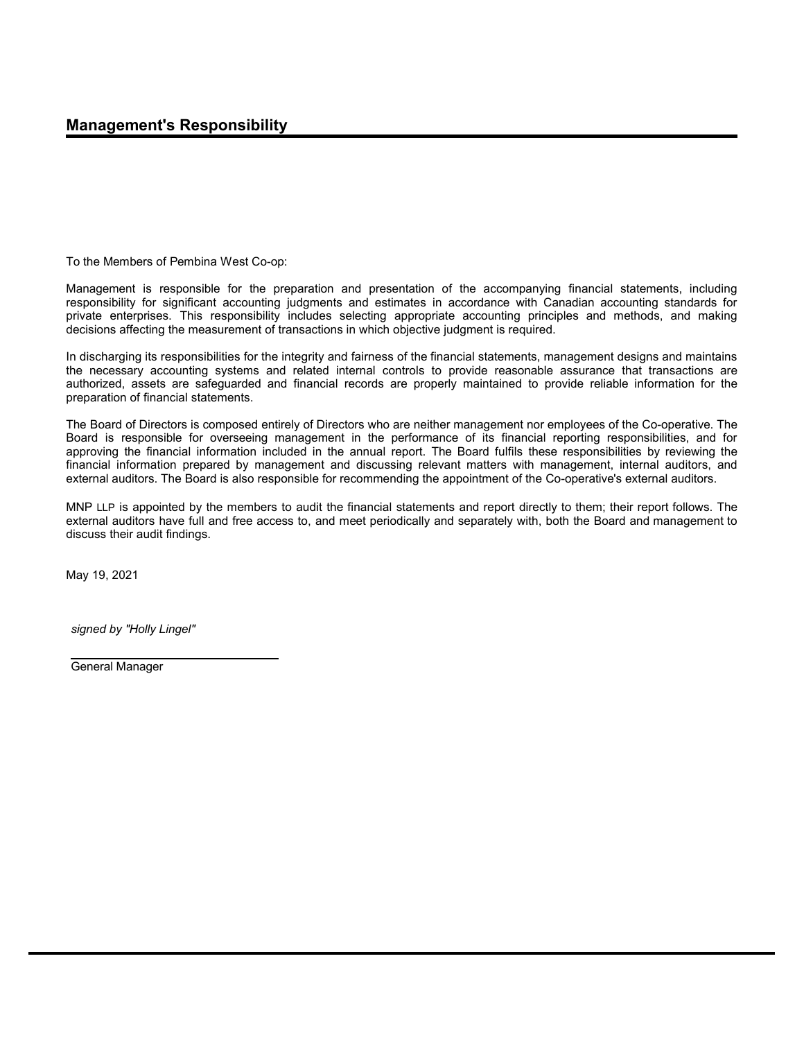## Management's Responsibility

To the Members of Pembina West Co-op:

Management is responsible for the preparation and presentation of the accompanying financial statements, including responsibility for significant accounting judgments and estimates in accordance with Canadian accounting standards for private enterprises. This responsibility includes selecting appropriate accounting principles and methods, and making decisions affecting the measurement of transactions in which objective judgment is required.

In discharging its responsibilities for the integrity and fairness of the financial statements, management designs and maintains the necessary accounting systems and related internal controls to provide reasonable assurance that transactions are authorized, assets are safeguarded and financial records are properly maintained to provide reliable information for the preparation of financial statements.

The Board of Directors is composed entirely of Directors who are neither management nor employees of the Co-operative. The Board is responsible for overseeing management in the performance of its financial reporting responsibilities, and for approving the financial information included in the annual report. The Board fulfils these responsibilities by reviewing the financial information prepared by management and discussing relevant matters with management, internal auditors, and external auditors. The Board is also responsible for recommending the appointment of the Co-operative's external auditors.

MNP LLP is appointed by the members to audit the financial statements and report directly to them; their report follows. The external auditors have full and free access to, and meet periodically and separately with, both the Board and management to discuss their audit findings.

May 19, 2021

*signed by "Holly Lingel"*

General Manager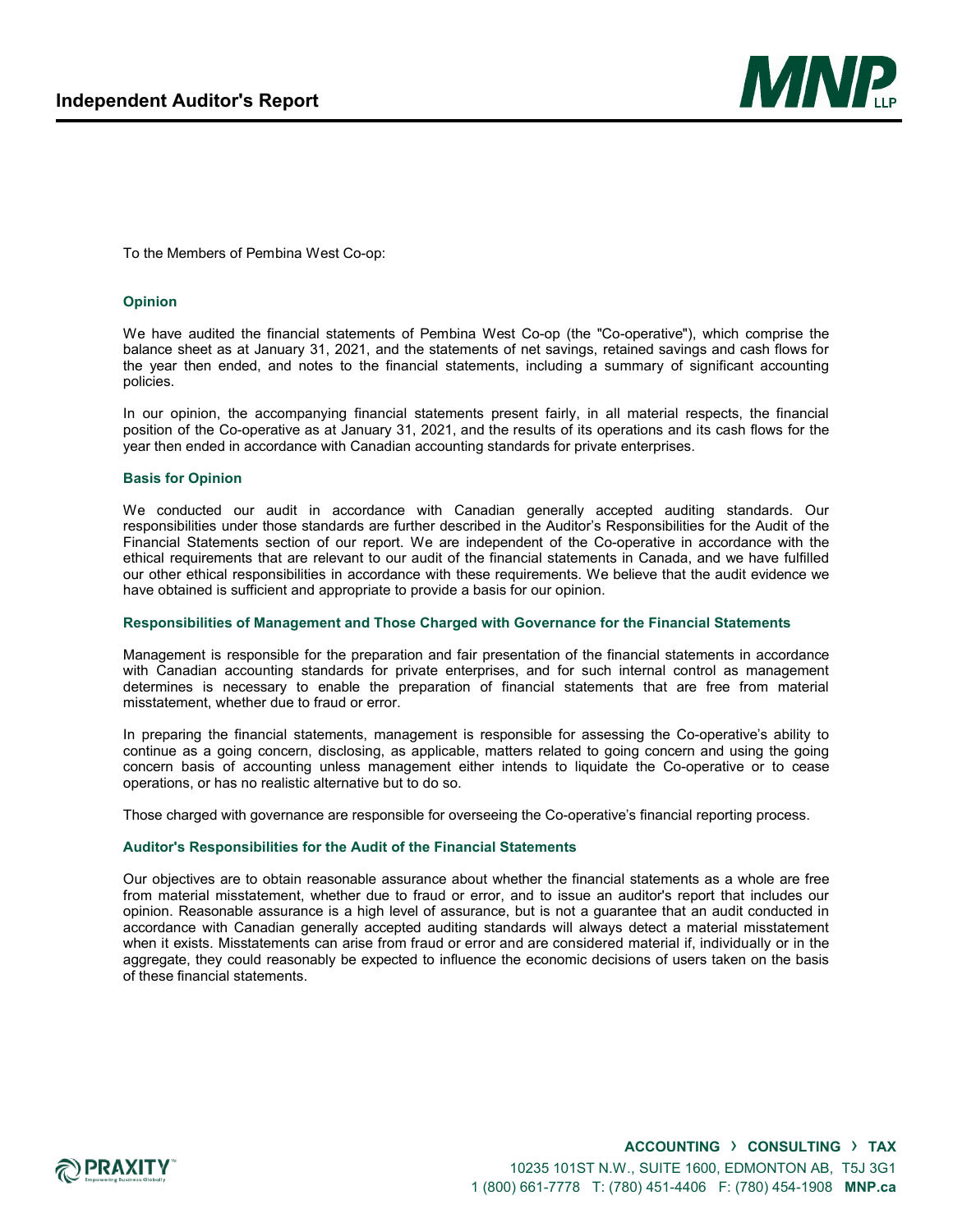# Independent Auditor's Report

To the Members of Pembina West Co-op:

### Opinion

We have audited the financial statements of Pembina West Co-op (the "Co-operative"), which comprise the balance sheet as at January 31, 2021, and the statements of net savings, retained savings and cash flows for the year then ended, and notes to the financial statements, including a summary of significant accounting policies.

In our opinion, the accompanying financial statements present fairly, in all material respects, the financial position of the Co-operative as at January 31, 2021, and the results of its operations and its cash flows for the year then ended in accordance with Canadian accounting standards for private enterprises.

### Basis for Opinion

We conducted our audit in accordance with Canadian generally accepted auditing standards. Our responsibilities under those standards are further described in the Auditor's Responsibilities for the Audit of the Financial Statements section of our report. We are independent of the Co-operative in accordance with the ethical requirements that are relevant to our audit of the financial statements in Canada, and we have fulfilled our other ethical responsibilities in accordance with these requirements. We believe that the audit evidence we have obtained is sufficient and appropriate to provide a basis for our opinion.

### Responsibilities of Management and Those Charged with Governance for the Financial Statements

Management is responsible for the preparation and fair presentation of the financial statements in accordance with Canadian accounting standards for private enterprises, and for such internal control as management determines is necessary to enable the preparation of financial statements that are free from material misstatement, whether due to fraud or error.

In preparing the financial statements, management is responsible for assessing the Co-operative's ability to continue as a going concern, disclosing, as applicable, matters related to going concern and using the going concern basis of accounting unless management either intends to liquidate the Co-operative or to cease operations, or has no realistic alternative but to do so.

Those charged with governance are responsible for overseeing the Co-operative's financial reporting process.

### Auditor's Responsibilities for the Audit of the Financial Statements

Our objectives are to obtain reasonable assurance about whether the financial statements as a whole are free from material misstatement, whether due to fraud or error, and to issue an auditor's report that includes our opinion. Reasonable assurance is a high level of assurance, but is not a guarantee that an audit conducted in accordance with Canadian generally accepted auditing standards will always detect a material misstatement when it exists. Misstatements can arise from fraud or error and are considered material if, individually or in the aggregate, they could reasonably be expected to influence the economic decisions of users taken on the basis of these financial statements.

**ACCOUNTING › CONSULTING › TAX**
10235 101ST N.W., SUITE 1600, EDMONTON AB, T5J 3G1
1 (800) 661-7778 T: (780) 451-4406 F: (780) 454-1908 **MNP.ca**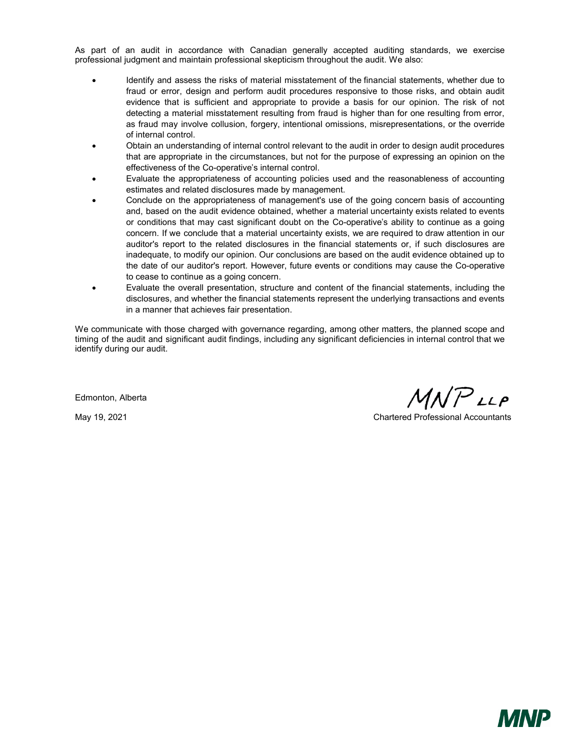As part of an audit in accordance with Canadian generally accepted auditing standards, we exercise professional judgment and maintain professional skepticism throughout the audit. We also:

- Identify and assess the risks of material misstatement of the financial statements, whether due to fraud or error, design and perform audit procedures responsive to those risks, and obtain audit evidence that is sufficient and appropriate to provide a basis for our opinion. The risk of not detecting a material misstatement resulting from fraud is higher than for one resulting from error, as fraud may involve collusion, forgery, intentional omissions, misrepresentations, or the override of internal control.
- Obtain an understanding of internal control relevant to the audit in order to design audit procedures that are appropriate in the circumstances, but not for the purpose of expressing an opinion on the effectiveness of the Co-operative's internal control.
- Evaluate the appropriateness of accounting policies used and the reasonableness of accounting estimates and related disclosures made by management.
- Conclude on the appropriateness of management's use of the going concern basis of accounting and, based on the audit evidence obtained, whether a material uncertainty exists related to events or conditions that may cast significant doubt on the Co-operative's ability to continue as a going concern. If we conclude that a material uncertainty exists, we are required to draw attention in our auditor's report to the related disclosures in the financial statements or, if such disclosures are inadequate, to modify our opinion. Our conclusions are based on the audit evidence obtained up to the date of our auditor's report. However, future events or conditions may cause the Co-operative to cease to continue as a going concern.
- Evaluate the overall presentation, structure and content of the financial statements, including the disclosures, and whether the financial statements represent the underlying transactions and events in a manner that achieves fair presentation.

We communicate with those charged with governance regarding, among other matters, the planned scope and timing of the audit and significant audit findings, including any significant deficiencies in internal control that we identify during our audit.

Edmonton, Alberta

May 19, 2021

MNP LLP

Chartered Professional Accountants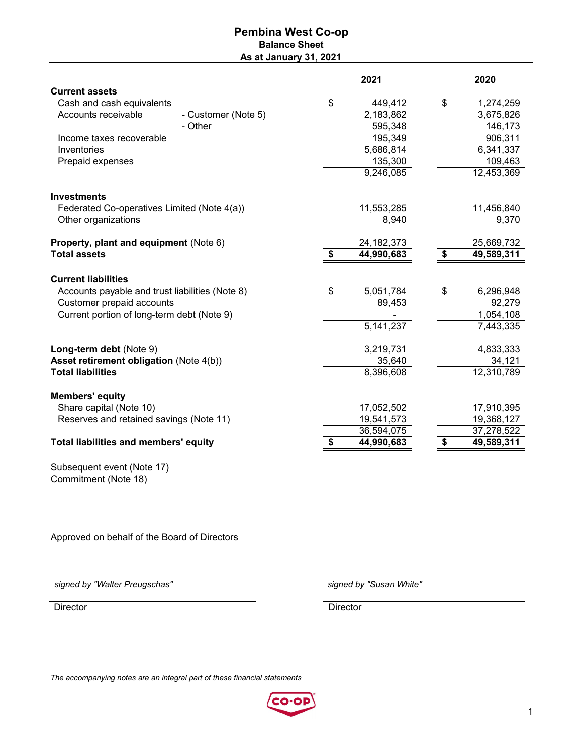# Pembina West Co-op

## Balance Sheet

### As at January 31, 2021

| | 2021 | 2020 |
|---|---|---|
| **Current assets** | | |
| Cash and cash equivalents | $ 449,412 | $ 1,274,259 |
| Accounts receivable - Customer (Note 5) | 2,183,862 | 3,675,826 |
| - Other | 595,348 | 146,173 |
| Income taxes recoverable | 195,349 | 906,311 |
| Inventories | 5,686,814 | 6,341,337 |
| Prepaid expenses | 135,300 | 109,463 |
| | 9,246,085 | 12,453,369 |
| **Investments** | | |
| Federated Co-operatives Limited (Note 4(a)) | 11,553,285 | 11,456,840 |
| Other organizations | 8,940 | 9,370 |
| **Property, plant and equipment** (Note 6) | 24,182,373 | 25,669,732 |
| **Total assets** | **$ 44,990,683** | **$ 49,589,311** |
| **Current liabilities** | | |
| Accounts payable and trust liabilities (Note 8) | $ 5,051,784 | $ 6,296,948 |
| Customer prepaid accounts | 89,453 | 92,279 |
| Current portion of long-term debt (Note 9) | - | 1,054,108 |
| | 5,141,237 | 7,443,335 |
| **Long-term debt** (Note 9) | 3,219,731 | 4,833,333 |
| **Asset retirement obligation** (Note 4(b)) | 35,640 | 34,121 |
| **Total liabilities** | 8,396,608 | 12,310,789 |
| **Members' equity** | | |
| Share capital (Note 10) | 17,052,502 | 17,910,395 |
| Reserves and retained savings (Note 11) | 19,541,573 | 19,368,127 |
| | 36,594,075 | 37,278,522 |
| **Total liabilities and members' equity** | **$ 44,990,683** | **$ 49,589,311** |

Subsequent event (Note 17)
Commitment (Note 18)

Approved on behalf of the Board of Directors

*signed by "Walter Preugschas"*
Director

*signed by "Susan White"*
Director

*The accompanying notes are an integral part of these financial statements*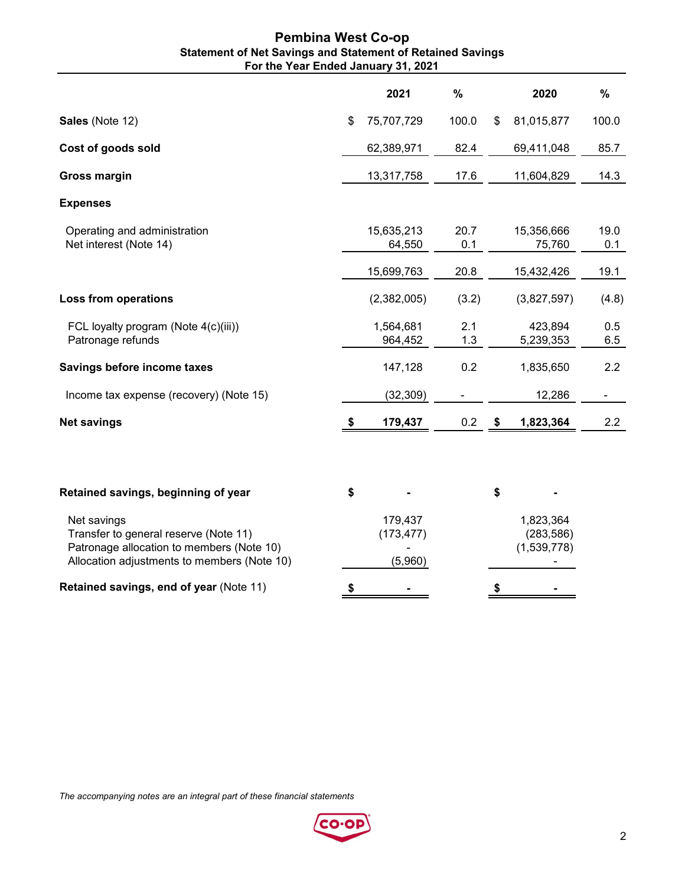# Pembina West Co-op

## Statement of Net Savings and Statement of Retained Savings

### For the Year Ended January 31, 2021

| | 2021 | % | 2020 | % |
|---|---|---|---|---|
| **Sales** (Note 12) | $ 75,707,729 | 100.0 | $ 81,015,877 | 100.0 |
| **Cost of goods sold** | 62,389,971 | 82.4 | 69,411,048 | 85.7 |
| **Gross margin** | 13,317,758 | 17.6 | 11,604,829 | 14.3 |
| **Expenses** | | | | |
| Operating and administration | 15,635,213 | 20.7 | 15,356,666 | 19.0 |
| Net interest (Note 14) | 64,550 | 0.1 | 75,760 | 0.1 |
| | 15,699,763 | 20.8 | 15,432,426 | 19.1 |
| **Loss from operations** | (2,382,005) | (3.2) | (3,827,597) | (4.8) |
| FCL loyalty program (Note 4(c)(iii)) | 1,564,681 | 2.1 | 423,894 | 0.5 |
| Patronage refunds | 964,452 | 1.3 | 5,239,353 | 6.5 |
| **Savings before income taxes** | 147,128 | 0.2 | 1,835,650 | 2.2 |
| Income tax expense (recovery) (Note 15) | (32,309) | - | 12,286 | - |
| **Net savings** | **$ 179,437** | 0.2 | **$ 1,823,364** | 2.2 |

| | 2021 | 2020 |
|---|---|---|
| **Retained savings, beginning of year** | **$ -** | **$ -** |
| Net savings | 179,437 | 1,823,364 |
| Transfer to general reserve (Note 11) | (173,477) | (283,586) |
| Patronage allocation to members (Note 10) | - | (1,539,778) |
| Allocation adjustments to members (Note 10) | (5,960) | - |
| **Retained savings, end of year** (Note 11) | **$ -** | **$ -** |

*The accompanying notes are an integral part of these financial statements*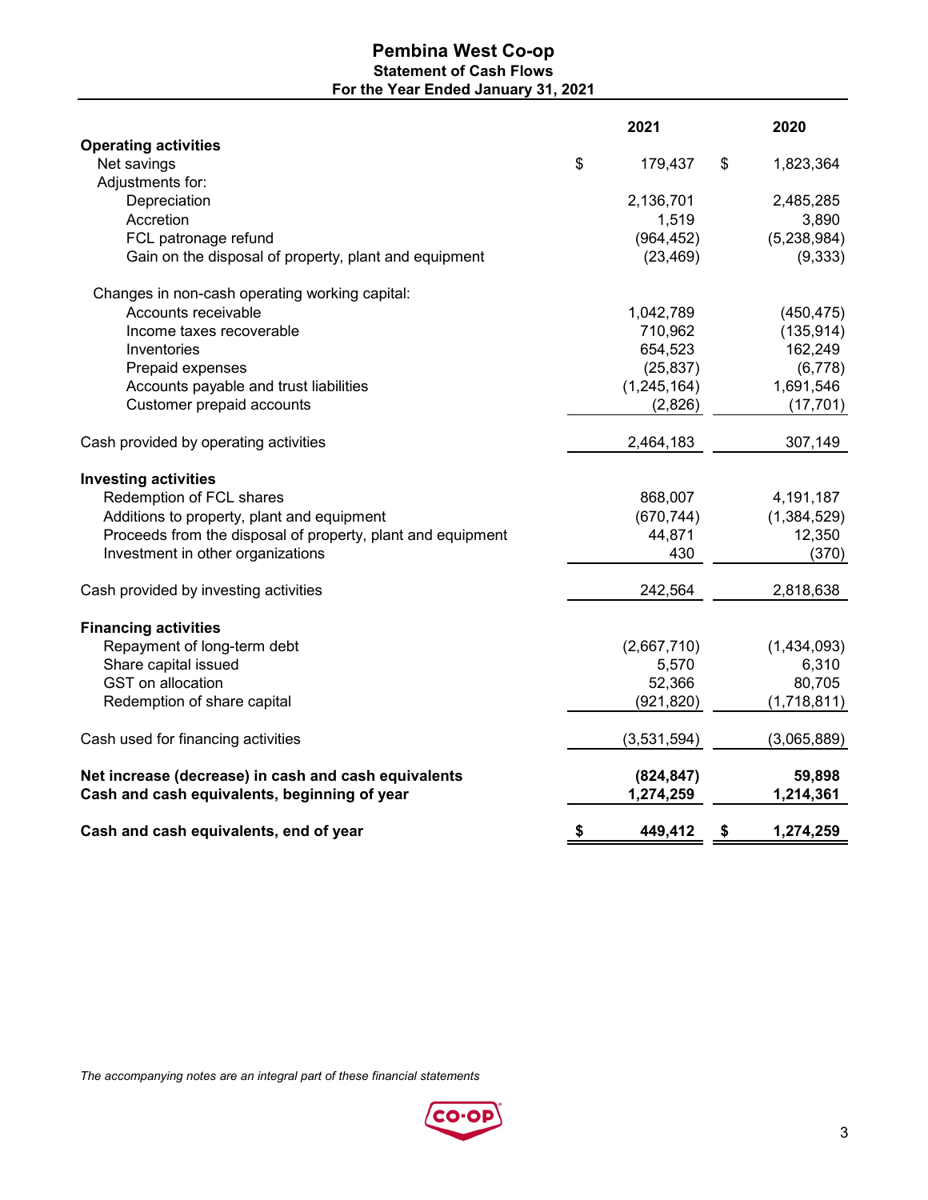# Pembina West Co-op

## Statement of Cash Flows

### For the Year Ended January 31, 2021

| | 2021 | 2020 |
|---|---|---|
| **Operating activities** | | |
| Net savings | $ 179,437 | $ 1,823,364 |
| Adjustments for: | | |
| Depreciation | 2,136,701 | 2,485,285 |
| Accretion | 1,519 | 3,890 |
| FCL patronage refund | (964,452) | (5,238,984) |
| Gain on the disposal of property, plant and equipment | (23,469) | (9,333) |
| Changes in non-cash operating working capital: | | |
| Accounts receivable | 1,042,789 | (450,475) |
| Income taxes recoverable | 710,962 | (135,914) |
| Inventories | 654,523 | 162,249 |
| Prepaid expenses | (25,837) | (6,778) |
| Accounts payable and trust liabilities | (1,245,164) | 1,691,546 |
| Customer prepaid accounts | (2,826) | (17,701) |
| Cash provided by operating activities | 2,464,183 | 307,149 |
| **Investing activities** | | |
| Redemption of FCL shares | 868,007 | 4,191,187 |
| Additions to property, plant and equipment | (670,744) | (1,384,529) |
| Proceeds from the disposal of property, plant and equipment | 44,871 | 12,350 |
| Investment in other organizations | 430 | (370) |
| Cash provided by investing activities | 242,564 | 2,818,638 |
| **Financing activities** | | |
| Repayment of long-term debt | (2,667,710) | (1,434,093) |
| Share capital issued | 5,570 | 6,310 |
| GST on allocation | 52,366 | 80,705 |
| Redemption of share capital | (921,820) | (1,718,811) |
| Cash used for financing activities | (3,531,594) | (3,065,889) |
| **Net increase (decrease) in cash and cash equivalents** | **(824,847)** | **59,898** |
| **Cash and cash equivalents, beginning of year** | **1,274,259** | **1,214,361** |
| **Cash and cash equivalents, end of year** | **$ 449,412** | **$ 1,274,259** |

*The accompanying notes are an integral part of these financial statements*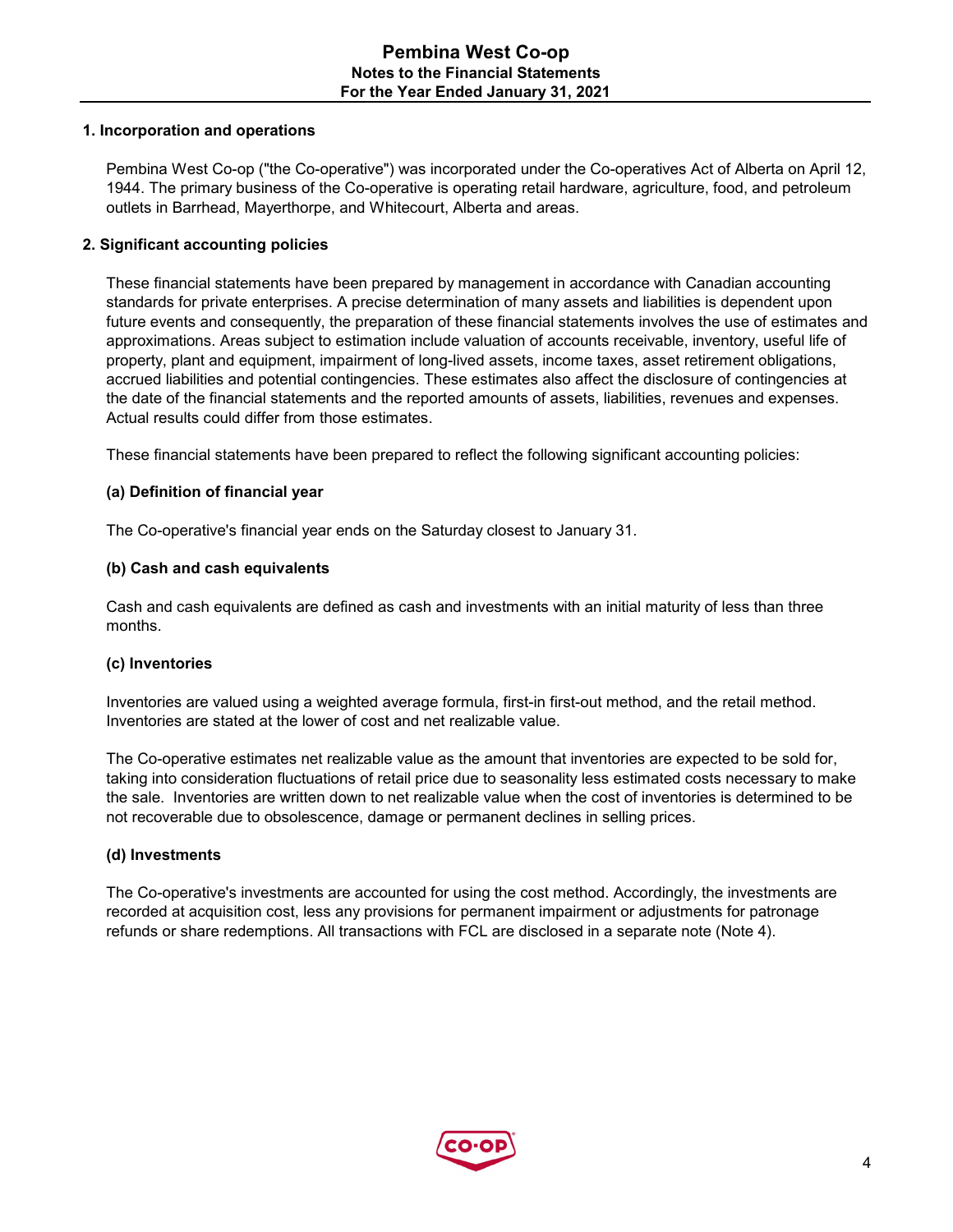# Pembina West Co-op
## Notes to the Financial Statements
### For the Year Ended January 31, 2021

**1. Incorporation and operations**

Pembina West Co-op ("the Co-operative") was incorporated under the Co-operatives Act of Alberta on April 12, 1944. The primary business of the Co-operative is operating retail hardware, agriculture, food, and petroleum outlets in Barrhead, Mayerthorpe, and Whitecourt, Alberta and areas.

**2. Significant accounting policies**

These financial statements have been prepared by management in accordance with Canadian accounting standards for private enterprises. A precise determination of many assets and liabilities is dependent upon future events and consequently, the preparation of these financial statements involves the use of estimates and approximations. Areas subject to estimation include valuation of accounts receivable, inventory, useful life of property, plant and equipment, impairment of long-lived assets, income taxes, asset retirement obligations, accrued liabilities and potential contingencies. These estimates also affect the disclosure of contingencies at the date of the financial statements and the reported amounts of assets, liabilities, revenues and expenses. Actual results could differ from those estimates.

These financial statements have been prepared to reflect the following significant accounting policies:

**(a) Definition of financial year**

The Co-operative's financial year ends on the Saturday closest to January 31.

**(b) Cash and cash equivalents**

Cash and cash equivalents are defined as cash and investments with an initial maturity of less than three months.

**(c) Inventories**

Inventories are valued using a weighted average formula, first-in first-out method, and the retail method. Inventories are stated at the lower of cost and net realizable value.

The Co-operative estimates net realizable value as the amount that inventories are expected to be sold for, taking into consideration fluctuations of retail price due to seasonality less estimated costs necessary to make the sale. Inventories are written down to net realizable value when the cost of inventories is determined to be not recoverable due to obsolescence, damage or permanent declines in selling prices.

**(d) Investments**

The Co-operative's investments are accounted for using the cost method. Accordingly, the investments are recorded at acquisition cost, less any provisions for permanent impairment or adjustments for patronage refunds or share redemptions. All transactions with FCL are disclosed in a separate note (Note 4).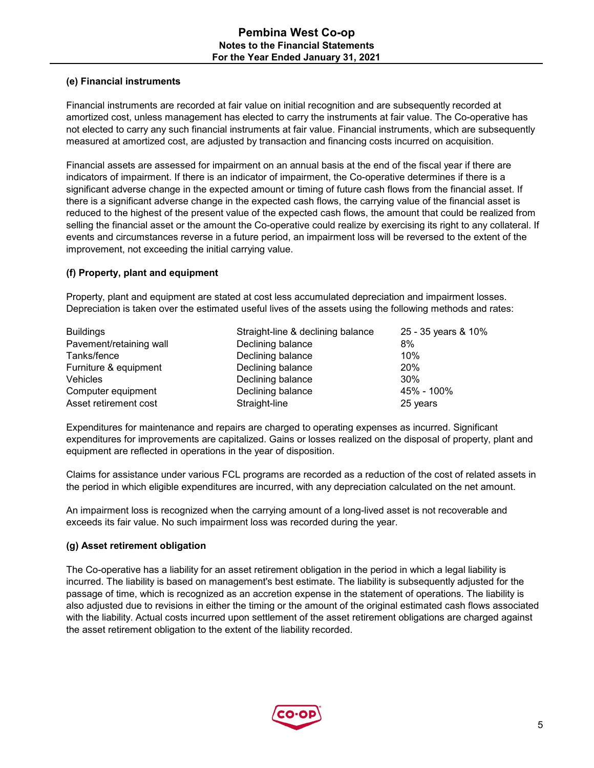### (e) Financial instruments

Financial instruments are recorded at fair value on initial recognition and are subsequently recorded at amortized cost, unless management has elected to carry the instruments at fair value. The Co-operative has not elected to carry any such financial instruments at fair value. Financial instruments, which are subsequently measured at amortized cost, are adjusted by transaction and financing costs incurred on acquisition.

Financial assets are assessed for impairment on an annual basis at the end of the fiscal year if there are indicators of impairment. If there is an indicator of impairment, the Co-operative determines if there is a significant adverse change in the expected amount or timing of future cash flows from the financial asset. If there is a significant adverse change in the expected cash flows, the carrying value of the financial asset is reduced to the highest of the present value of the expected cash flows, the amount that could be realized from selling the financial asset or the amount the Co-operative could realize by exercising its right to any collateral. If events and circumstances reverse in a future period, an impairment loss will be reversed to the extent of the improvement, not exceeding the initial carrying value.

### (f) Property, plant and equipment

Property, plant and equipment are stated at cost less accumulated depreciation and impairment losses. Depreciation is taken over the estimated useful lives of the assets using the following methods and rates:

| | | |
|---|---|---|
| Buildings | Straight-line & declining balance | 25 - 35 years & 10% |
| Pavement/retaining wall | Declining balance | 8% |
| Tanks/fence | Declining balance | 10% |
| Furniture & equipment | Declining balance | 20% |
| Vehicles | Declining balance | 30% |
| Computer equipment | Declining balance | 45% - 100% |
| Asset retirement cost | Straight-line | 25 years |

Expenditures for maintenance and repairs are charged to operating expenses as incurred. Significant expenditures for improvements are capitalized. Gains or losses realized on the disposal of property, plant and equipment are reflected in operations in the year of disposition.

Claims for assistance under various FCL programs are recorded as a reduction of the cost of related assets in the period in which eligible expenditures are incurred, with any depreciation calculated on the net amount.

An impairment loss is recognized when the carrying amount of a long-lived asset is not recoverable and exceeds its fair value. No such impairment loss was recorded during the year.

### (g) Asset retirement obligation

The Co-operative has a liability for an asset retirement obligation in the period in which a legal liability is incurred. The liability is based on management's best estimate. The liability is subsequently adjusted for the passage of time, which is recognized as an accretion expense in the statement of operations. The liability is also adjusted due to revisions in either the timing or the amount of the original estimated cash flows associated with the liability. Actual costs incurred upon settlement of the asset retirement obligations are charged against the asset retirement obligation to the extent of the liability recorded.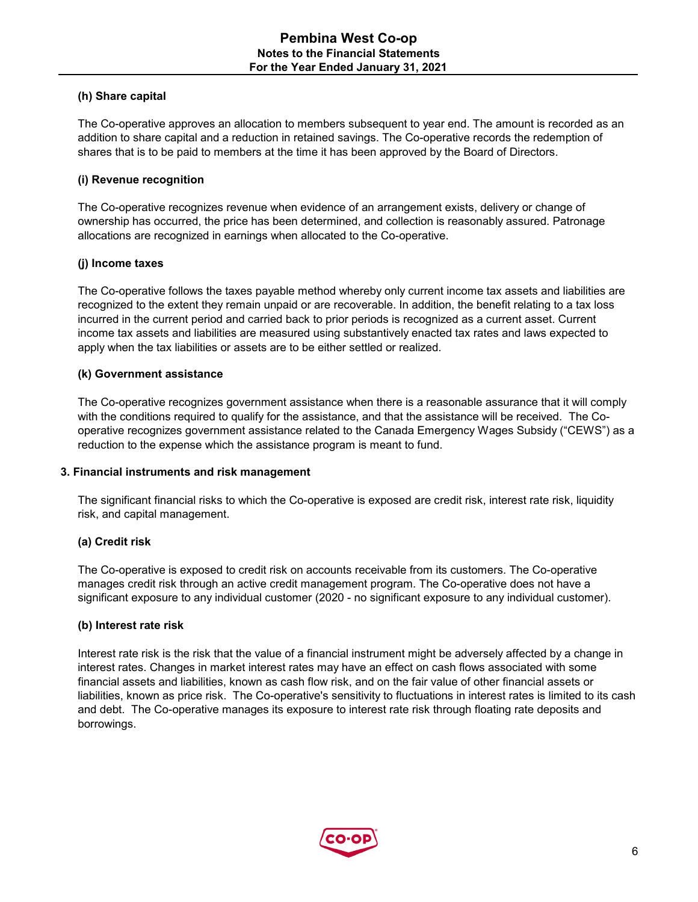#### (h) Share capital

The Co-operative approves an allocation to members subsequent to year end. The amount is recorded as an addition to share capital and a reduction in retained savings. The Co-operative records the redemption of shares that is to be paid to members at the time it has been approved by the Board of Directors.

#### (i) Revenue recognition

The Co-operative recognizes revenue when evidence of an arrangement exists, delivery or change of ownership has occurred, the price has been determined, and collection is reasonably assured. Patronage allocations are recognized in earnings when allocated to the Co-operative.

#### (j) Income taxes

The Co-operative follows the taxes payable method whereby only current income tax assets and liabilities are recognized to the extent they remain unpaid or are recoverable. In addition, the benefit relating to a tax loss incurred in the current period and carried back to prior periods is recognized as a current asset. Current income tax assets and liabilities are measured using substantively enacted tax rates and laws expected to apply when the tax liabilities or assets are to be either settled or realized.

#### (k) Government assistance

The Co-operative recognizes government assistance when there is a reasonable assurance that it will comply with the conditions required to qualify for the assistance, and that the assistance will be received. The Co-operative recognizes government assistance related to the Canada Emergency Wages Subsidy ("CEWS") as a reduction to the expense which the assistance program is meant to fund.

### 3. Financial instruments and risk management

The significant financial risks to which the Co-operative is exposed are credit risk, interest rate risk, liquidity risk, and capital management.

#### (a) Credit risk

The Co-operative is exposed to credit risk on accounts receivable from its customers. The Co-operative manages credit risk through an active credit management program. The Co-operative does not have a significant exposure to any individual customer (2020 - no significant exposure to any individual customer).

#### (b) Interest rate risk

Interest rate risk is the risk that the value of a financial instrument might be adversely affected by a change in interest rates. Changes in market interest rates may have an effect on cash flows associated with some financial assets and liabilities, known as cash flow risk, and on the fair value of other financial assets or liabilities, known as price risk. The Co-operative's sensitivity to fluctuations in interest rates is limited to its cash and debt. The Co-operative manages its exposure to interest rate risk through floating rate deposits and borrowings.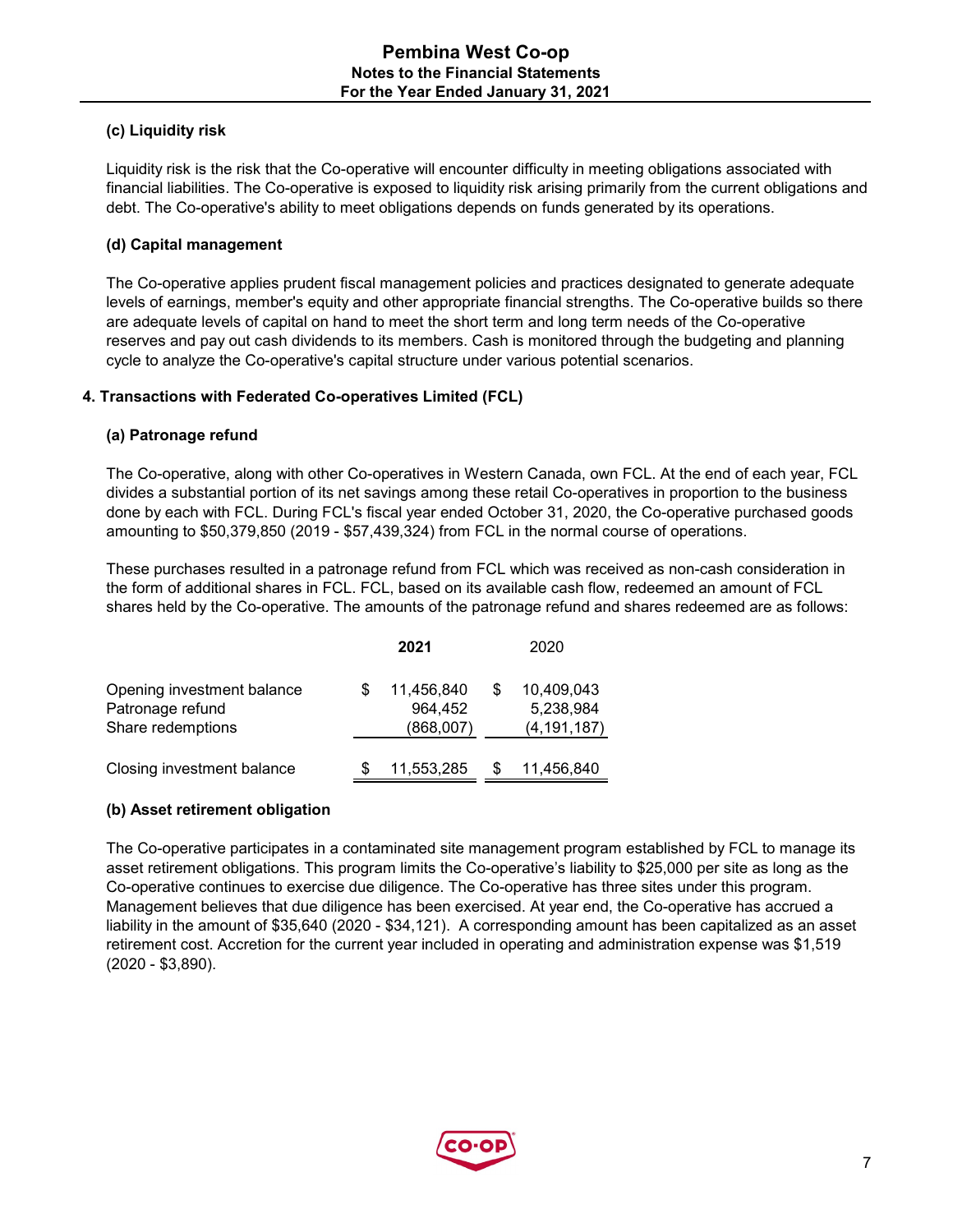### (c) Liquidity risk

Liquidity risk is the risk that the Co-operative will encounter difficulty in meeting obligations associated with financial liabilities. The Co-operative is exposed to liquidity risk arising primarily from the current obligations and debt. The Co-operative's ability to meet obligations depends on funds generated by its operations.

### (d) Capital management

The Co-operative applies prudent fiscal management policies and practices designated to generate adequate levels of earnings, member's equity and other appropriate financial strengths. The Co-operative builds so there are adequate levels of capital on hand to meet the short term and long term needs of the Co-operative reserves and pay out cash dividends to its members. Cash is monitored through the budgeting and planning cycle to analyze the Co-operative's capital structure under various potential scenarios.

## 4. Transactions with Federated Co-operatives Limited (FCL)

### (a) Patronage refund

The Co-operative, along with other Co-operatives in Western Canada, own FCL. At the end of each year, FCL divides a substantial portion of its net savings among these retail Co-operatives in proportion to the business done by each with FCL. During FCL's fiscal year ended October 31, 2020, the Co-operative purchased goods amounting to $50,379,850 (2019 - $57,439,324) from FCL in the normal course of operations.

These purchases resulted in a patronage refund from FCL which was received as non-cash consideration in the form of additional shares in FCL. FCL, based on its available cash flow, redeemed an amount of FCL shares held by the Co-operative. The amounts of the patronage refund and shares redeemed are as follows:

| | **2021** | 2020 |
|---|---|---|
| Opening investment balance | $ 11,456,840 | $ 10,409,043 |
| Patronage refund | 964,452 | 5,238,984 |
| Share redemptions | (868,007) | (4,191,187) |
| Closing investment balance | $ 11,553,285 | $ 11,456,840 |

### (b) Asset retirement obligation

The Co-operative participates in a contaminated site management program established by FCL to manage its asset retirement obligations. This program limits the Co-operative's liability to $25,000 per site as long as the Co-operative continues to exercise due diligence. The Co-operative has three sites under this program. Management believes that due diligence has been exercised. At year end, the Co-operative has accrued a liability in the amount of $35,640 (2020 - $34,121). A corresponding amount has been capitalized as an asset retirement cost. Accretion for the current year included in operating and administration expense was $1,519 (2020 - $3,890).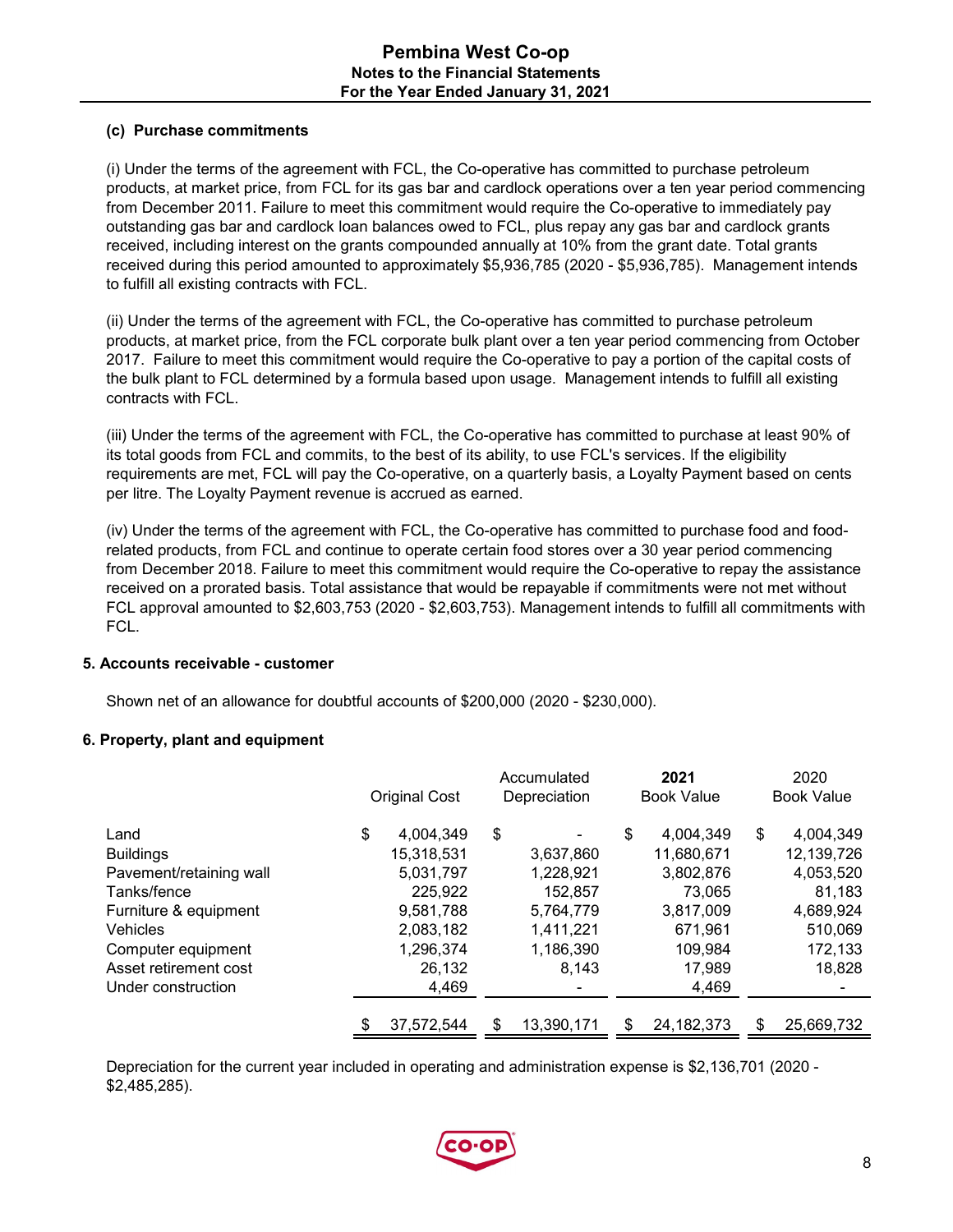### (c) Purchase commitments

(i) Under the terms of the agreement with FCL, the Co-operative has committed to purchase petroleum products, at market price, from FCL for its gas bar and cardlock operations over a ten year period commencing from December 2011. Failure to meet this commitment would require the Co-operative to immediately pay outstanding gas bar and cardlock loan balances owed to FCL, plus repay any gas bar and cardlock grants received, including interest on the grants compounded annually at 10% from the grant date. Total grants received during this period amounted to approximately $5,936,785 (2020 - $5,936,785). Management intends to fulfill all existing contracts with FCL.

(ii) Under the terms of the agreement with FCL, the Co-operative has committed to purchase petroleum products, at market price, from the FCL corporate bulk plant over a ten year period commencing from October 2017. Failure to meet this commitment would require the Co-operative to pay a portion of the capital costs of the bulk plant to FCL determined by a formula based upon usage. Management intends to fulfill all existing contracts with FCL.

(iii) Under the terms of the agreement with FCL, the Co-operative has committed to purchase at least 90% of its total goods from FCL and commits, to the best of its ability, to use FCL's services. If the eligibility requirements are met, FCL will pay the Co-operative, on a quarterly basis, a Loyalty Payment based on cents per litre. The Loyalty Payment revenue is accrued as earned.

(iv) Under the terms of the agreement with FCL, the Co-operative has committed to purchase food and food-related products, from FCL and continue to operate certain food stores over a 30 year period commencing from December 2018. Failure to meet this commitment would require the Co-operative to repay the assistance received on a prorated basis. Total assistance that would be repayable if commitments were not met without FCL approval amounted to $2,603,753 (2020 - $2,603,753). Management intends to fulfill all commitments with FCL.

## 5. Accounts receivable - customer

Shown net of an allowance for doubtful accounts of $200,000 (2020 - $230,000).

## 6. Property, plant and equipment

| | Original Cost | Accumulated Depreciation | **2021** Book Value | 2020 Book Value |
|---|---|---|---|---|
| Land | $ 4,004,349 | $ - | $ 4,004,349 | $ 4,004,349 |
| Buildings | 15,318,531 | 3,637,860 | 11,680,671 | 12,139,726 |
| Pavement/retaining wall | 5,031,797 | 1,228,921 | 3,802,876 | 4,053,520 |
| Tanks/fence | 225,922 | 152,857 | 73,065 | 81,183 |
| Furniture & equipment | 9,581,788 | 5,764,779 | 3,817,009 | 4,689,924 |
| Vehicles | 2,083,182 | 1,411,221 | 671,961 | 510,069 |
| Computer equipment | 1,296,374 | 1,186,390 | 109,984 | 172,133 |
| Asset retirement cost | 26,132 | 8,143 | 17,989 | 18,828 |
| Under construction | 4,469 | - | 4,469 | - |
| | $ 37,572,544 | $ 13,390,171 | $ 24,182,373 | $ 25,669,732 |

Depreciation for the current year included in operating and administration expense is $2,136,701 (2020 - $2,485,285).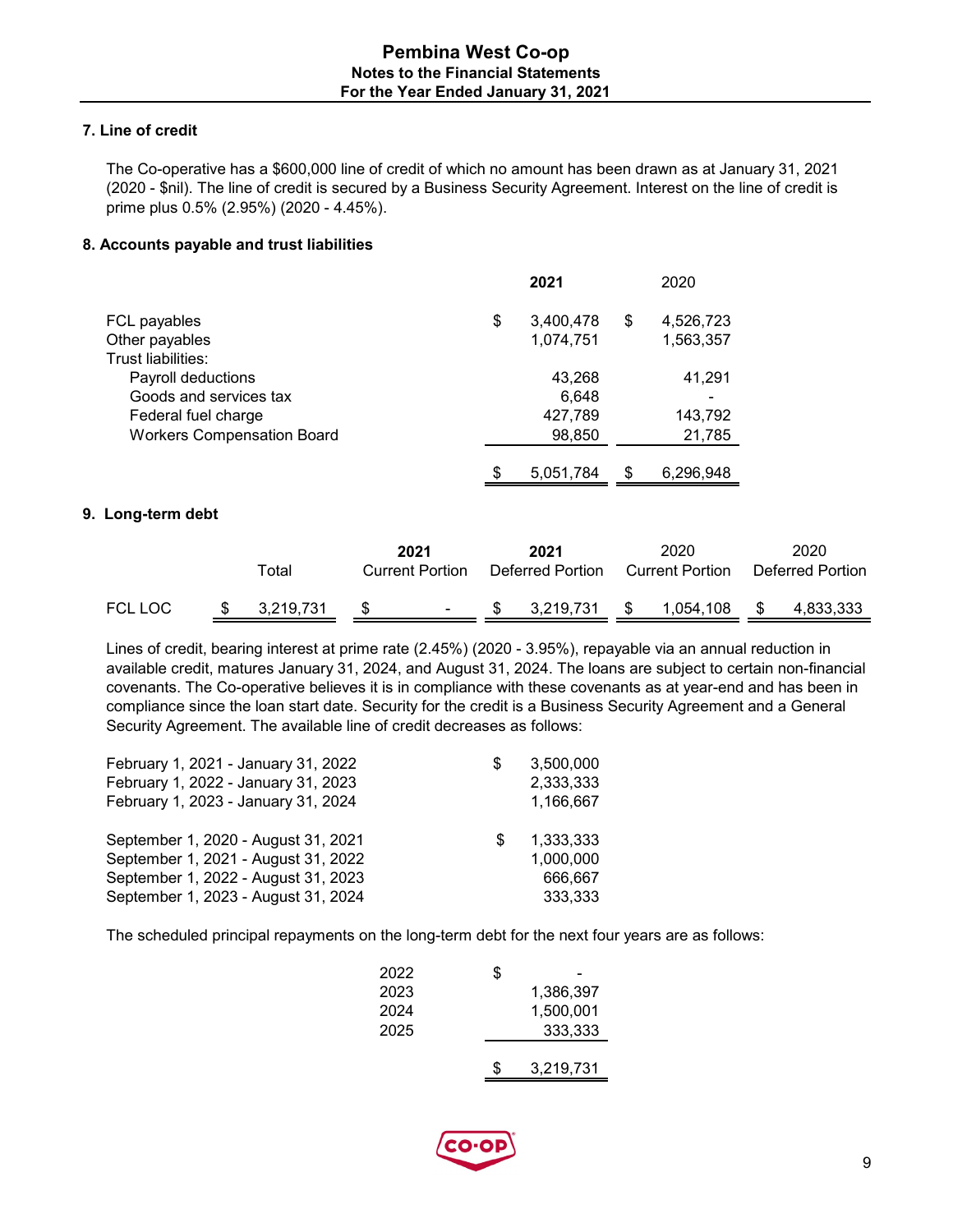## 7. Line of credit

The Co-operative has a $600,000 line of credit of which no amount has been drawn as at January 31, 2021 (2020 - $nil). The line of credit is secured by a Business Security Agreement. Interest on the line of credit is prime plus 0.5% (2.95%) (2020 - 4.45%).

## 8. Accounts payable and trust liabilities

| | 2021 | 2020 |
|---|---|---|
| FCL payables | $ 3,400,478 | $ 4,526,723 |
| Other payables | 1,074,751 | 1,563,357 |
| Trust liabilities: | | |
| Payroll deductions | 43,268 | 41,291 |
| Goods and services tax | 6,648 | - |
| Federal fuel charge | 427,789 | 143,792 |
| Workers Compensation Board | 98,850 | 21,785 |
| | $ 5,051,784 | $ 6,296,948 |

## 9. Long-term debt

| | Total | 2021 Current Portion | 2021 Deferred Portion | 2020 Current Portion | 2020 Deferred Portion |
|---|---|---|---|---|---|
| FCL LOC | $ 3,219,731 | $ - | $ 3,219,731 | $ 1,054,108 | $ 4,833,333 |

Lines of credit, bearing interest at prime rate (2.45%) (2020 - 3.95%), repayable via an annual reduction in available credit, matures January 31, 2024, and August 31, 2024. The loans are subject to certain non-financial covenants. The Co-operative believes it is in compliance with these covenants as at year-end and has been in compliance since the loan start date. Security for the credit is a Business Security Agreement and a General Security Agreement. The available line of credit decreases as follows:

| | |
|---|---|
| February 1, 2021 - January 31, 2022 | $ 3,500,000 |
| February 1, 2022 - January 31, 2023 | 2,333,333 |
| February 1, 2023 - January 31, 2024 | 1,166,667 |
| | |
| September 1, 2020 - August 31, 2021 | $ 1,333,333 |
| September 1, 2021 - August 31, 2022 | 1,000,000 |
| September 1, 2022 - August 31, 2023 | 666,667 |
| September 1, 2023 - August 31, 2024 | 333,333 |

The scheduled principal repayments on the long-term debt for the next four years are as follows:

| | |
|---|---|
| 2022 | $ - |
| 2023 | 1,386,397 |
| 2024 | 1,500,001 |
| 2025 | 333,333 |
| | $ 3,219,731 |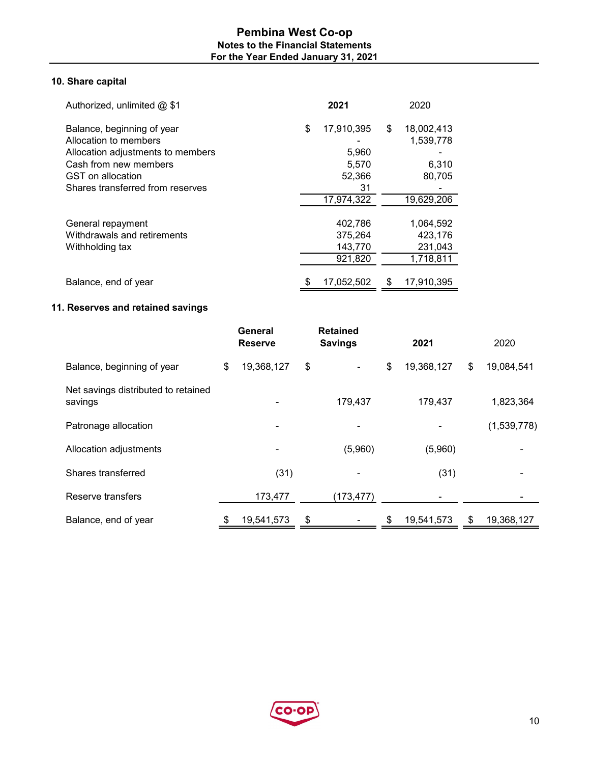## 10. Share capital

| Authorized, unlimited @ $1 | 2021 | 2020 |
|---|---|---|
| Balance, beginning of year | $ 17,910,395 | $ 18,002,413 |
| Allocation to members | - | 1,539,778 |
| Allocation adjustments to members | 5,960 | - |
| Cash from new members | 5,570 | 6,310 |
| GST on allocation | 52,366 | 80,705 |
| Shares transferred from reserves | 31 | - |
| | 17,974,322 | 19,629,206 |
| General repayment | 402,786 | 1,064,592 |
| Withdrawals and retirements | 375,264 | 423,176 |
| Withholding tax | 143,770 | 231,043 |
| | 921,820 | 1,718,811 |
| Balance, end of year | $ 17,052,502 | $ 17,910,395 |

## 11. Reserves and retained savings

| | General Reserve | Retained Savings | 2021 | 2020 |
|---|---|---|---|---|
| Balance, beginning of year | $ 19,368,127 | $ - | $ 19,368,127 | $ 19,084,541 |
| Net savings distributed to retained savings | - | 179,437 | 179,437 | 1,823,364 |
| Patronage allocation | - | - | - | (1,539,778) |
| Allocation adjustments | - | (5,960) | (5,960) | - |
| Shares transferred | (31) | - | (31) | - |
| Reserve transfers | 173,477 | (173,477) | - | - |
| Balance, end of year | $ 19,541,573 | $ - | $ 19,541,573 | $ 19,368,127 |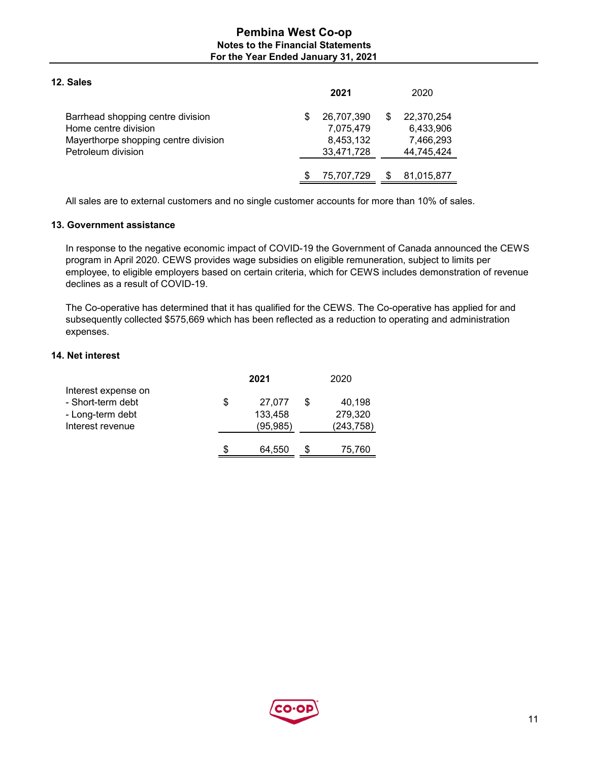## 12. Sales

| | 2021 | 2020 |
|---|---|---|
| Barrhead shopping centre division | $ 26,707,390 | $ 22,370,254 |
| Home centre division | 7,075,479 | 6,433,906 |
| Mayerthorpe shopping centre division | 8,453,132 | 7,466,293 |
| Petroleum division | 33,471,728 | 44,745,424 |
| | $ 75,707,729 | $ 81,015,877 |

All sales are to external customers and no single customer accounts for more than 10% of sales.

## 13. Government assistance

In response to the negative economic impact of COVID-19 the Government of Canada announced the CEWS program in April 2020. CEWS provides wage subsidies on eligible remuneration, subject to limits per employee, to eligible employers based on certain criteria, which for CEWS includes demonstration of revenue declines as a result of COVID-19.

The Co-operative has determined that it has qualified for the CEWS. The Co-operative has applied for and subsequently collected $575,669 which has been reflected as a reduction to operating and administration expenses.

## 14. Net interest

| | 2021 | 2020 |
|---|---|---|
| Interest expense on | | |
| - Short-term debt | $ 27,077 | $ 40,198 |
| - Long-term debt | 133,458 | 279,320 |
| Interest revenue | (95,985) | (243,758) |
| | $ 64,550 | $ 75,760 |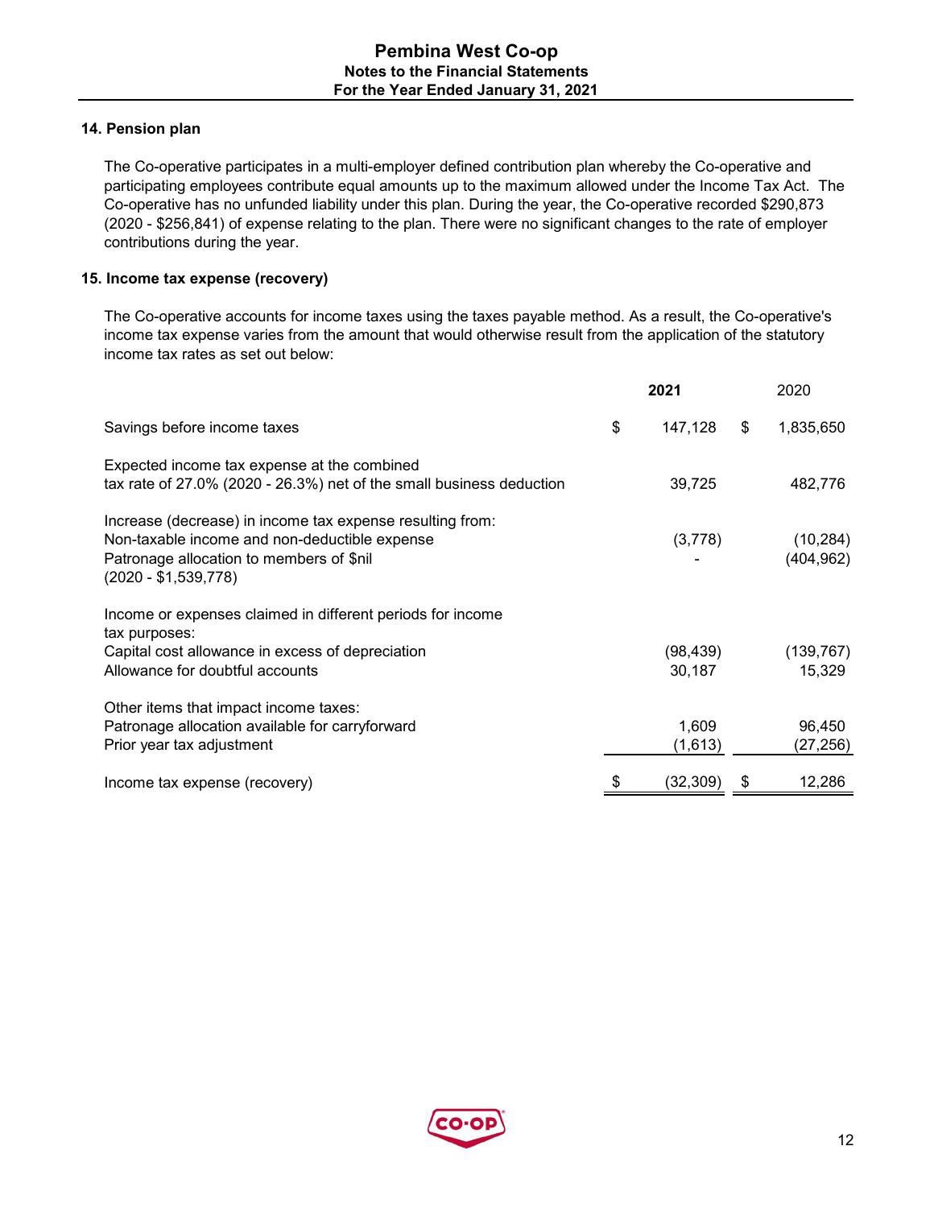## 14. Pension plan

The Co-operative participates in a multi-employer defined contribution plan whereby the Co-operative and participating employees contribute equal amounts up to the maximum allowed under the Income Tax Act. The Co-operative has no unfunded liability under this plan. During the year, the Co-operative recorded $290,873 (2020 - $256,841) of expense relating to the plan. There were no significant changes to the rate of employer contributions during the year.

## 15. Income tax expense (recovery)

The Co-operative accounts for income taxes using the taxes payable method. As a result, the Co-operative's income tax expense varies from the amount that would otherwise result from the application of the statutory income tax rates as set out below:

| | **2021** | 2020 |
|---|---|---|
| Savings before income taxes | $ 147,128 | $ 1,835,650 |
| Expected income tax expense at the combined tax rate of 27.0% (2020 - 26.3%) net of the small business deduction | 39,725 | 482,776 |
| Increase (decrease) in income tax expense resulting from: | | |
| Non-taxable income and non-deductible expense | (3,778) | (10,284) |
| Patronage allocation to members of $nil (2020 - $1,539,778) | - | (404,962) |
| Income or expenses claimed in different periods for income tax purposes: | | |
| Capital cost allowance in excess of depreciation | (98,439) | (139,767) |
| Allowance for doubtful accounts | 30,187 | 15,329 |
| Other items that impact income taxes: | | |
| Patronage allocation available for carryforward | 1,609 | 96,450 |
| Prior year tax adjustment | (1,613) | (27,256) |
| Income tax expense (recovery) | $ (32,309) | $ 12,286 |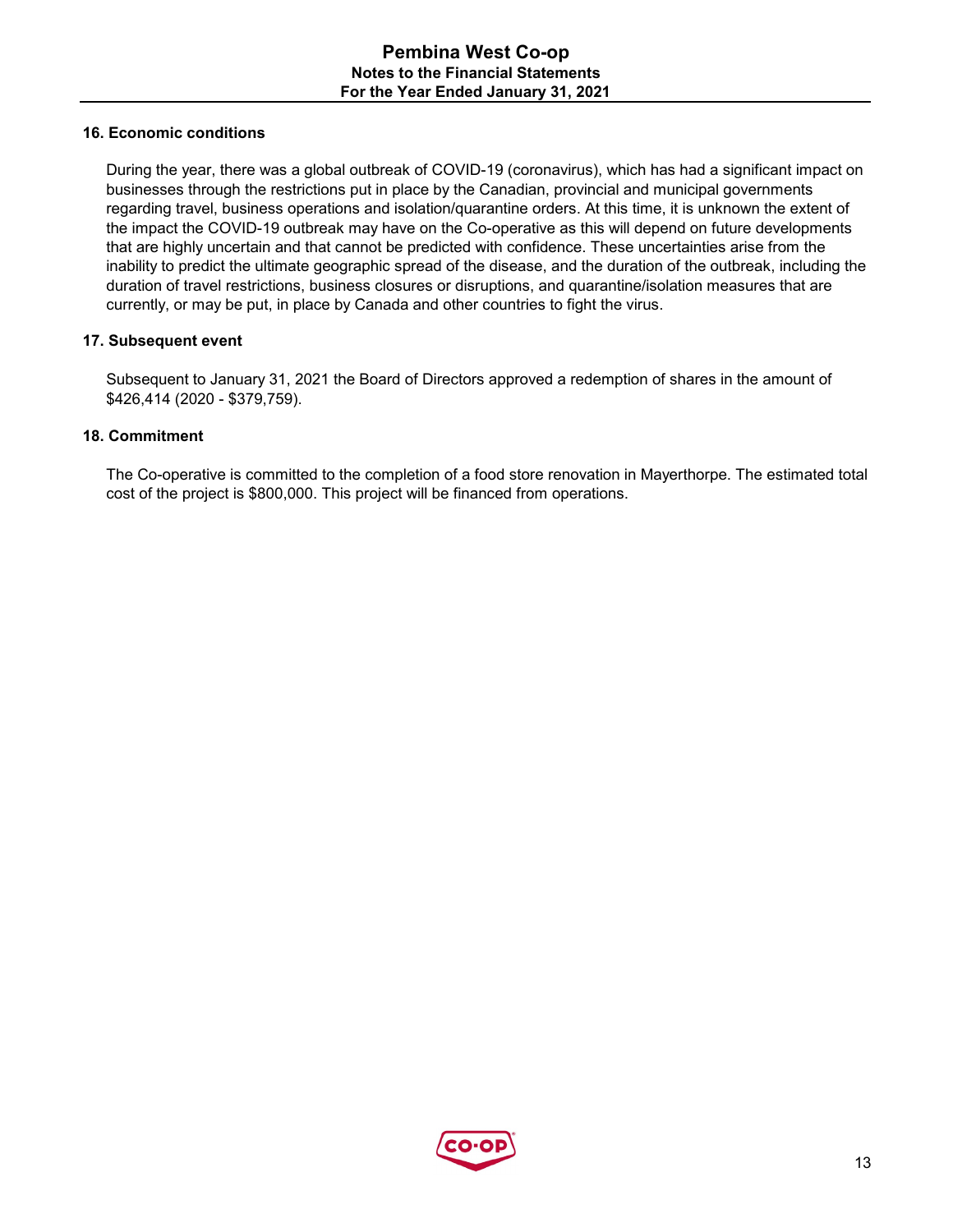### 16. Economic conditions

During the year, there was a global outbreak of COVID-19 (coronavirus), which has had a significant impact on businesses through the restrictions put in place by the Canadian, provincial and municipal governments regarding travel, business operations and isolation/quarantine orders. At this time, it is unknown the extent of the impact the COVID-19 outbreak may have on the Co-operative as this will depend on future developments that are highly uncertain and that cannot be predicted with confidence. These uncertainties arise from the inability to predict the ultimate geographic spread of the disease, and the duration of the outbreak, including the duration of travel restrictions, business closures or disruptions, and quarantine/isolation measures that are currently, or may be put, in place by Canada and other countries to fight the virus.

### 17. Subsequent event

Subsequent to January 31, 2021 the Board of Directors approved a redemption of shares in the amount of $426,414 (2020 - $379,759).

### 18. Commitment

The Co-operative is committed to the completion of a food store renovation in Mayerthorpe. The estimated total cost of the project is $800,000. This project will be financed from operations.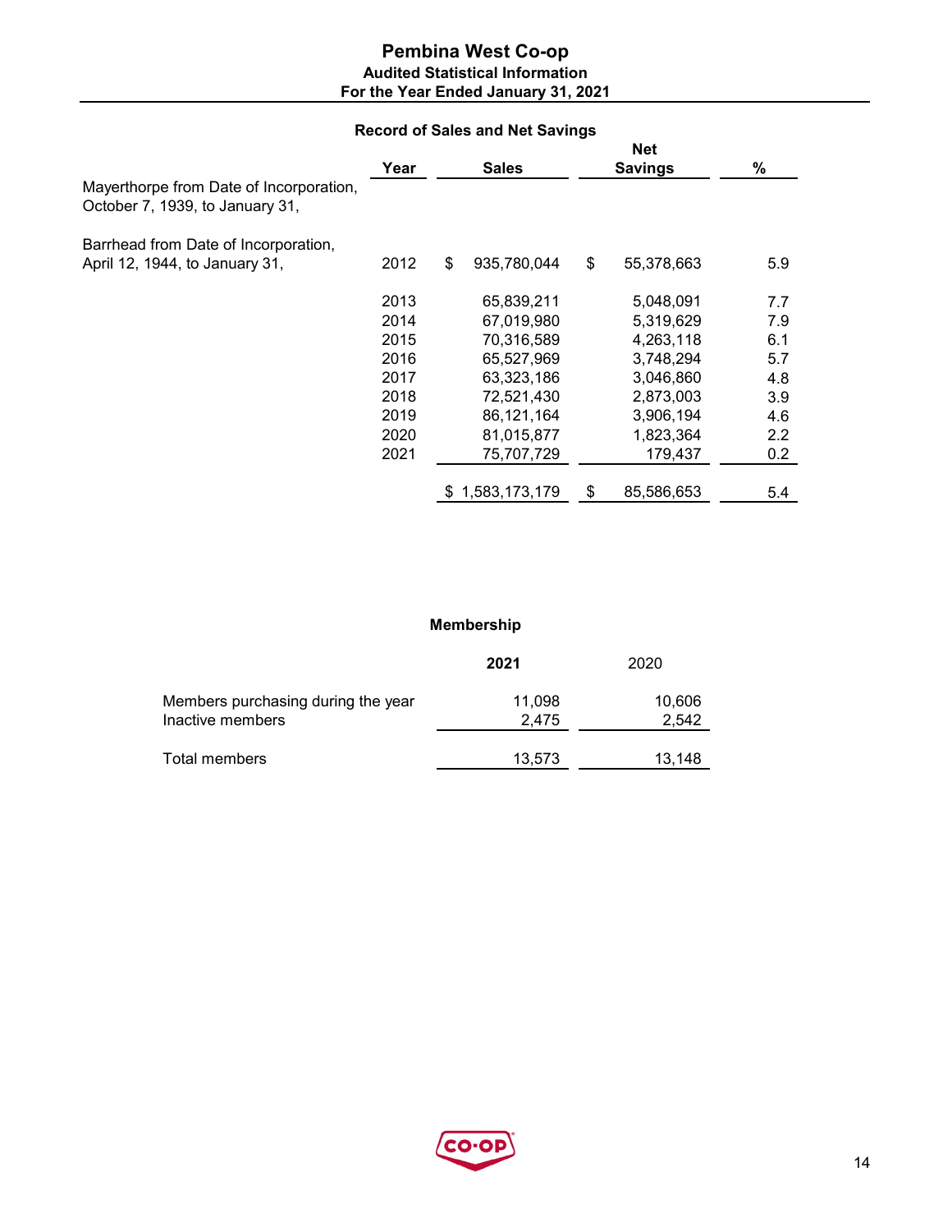# Pembina West Co-op

## Audited Statistical Information

### For the Year Ended January 31, 2021

**Record of Sales and Net Savings**

| | Year | Sales | Net Savings | % |
|---|---|---|---|---|
| Mayerthorpe from Date of Incorporation, October 7, 1939, to January 31, | | | | |
| Barrhead from Date of Incorporation, April 12, 1944, to January 31, | 2012 | $ 935,780,044 | $ 55,378,663 | 5.9 |
| | 2013 | 65,839,211 | 5,048,091 | 7.7 |
| | 2014 | 67,019,980 | 5,319,629 | 7.9 |
| | 2015 | 70,316,589 | 4,263,118 | 6.1 |
| | 2016 | 65,527,969 | 3,748,294 | 5.7 |
| | 2017 | 63,323,186 | 3,046,860 | 4.8 |
| | 2018 | 72,521,430 | 2,873,003 | 3.9 |
| | 2019 | 86,121,164 | 3,906,194 | 4.6 |
| | 2020 | 81,015,877 | 1,823,364 | 2.2 |
| | 2021 | 75,707,729 | 179,437 | 0.2 |
| | | $ 1,583,173,179 | $ 85,586,653 | 5.4 |

**Membership**

| | **2021** | 2020 |
|---|---|---|
| Members purchasing during the year | 11,098 | 10,606 |
| Inactive members | 2,475 | 2,542 |
| Total members | 13,573 | 13,148 |